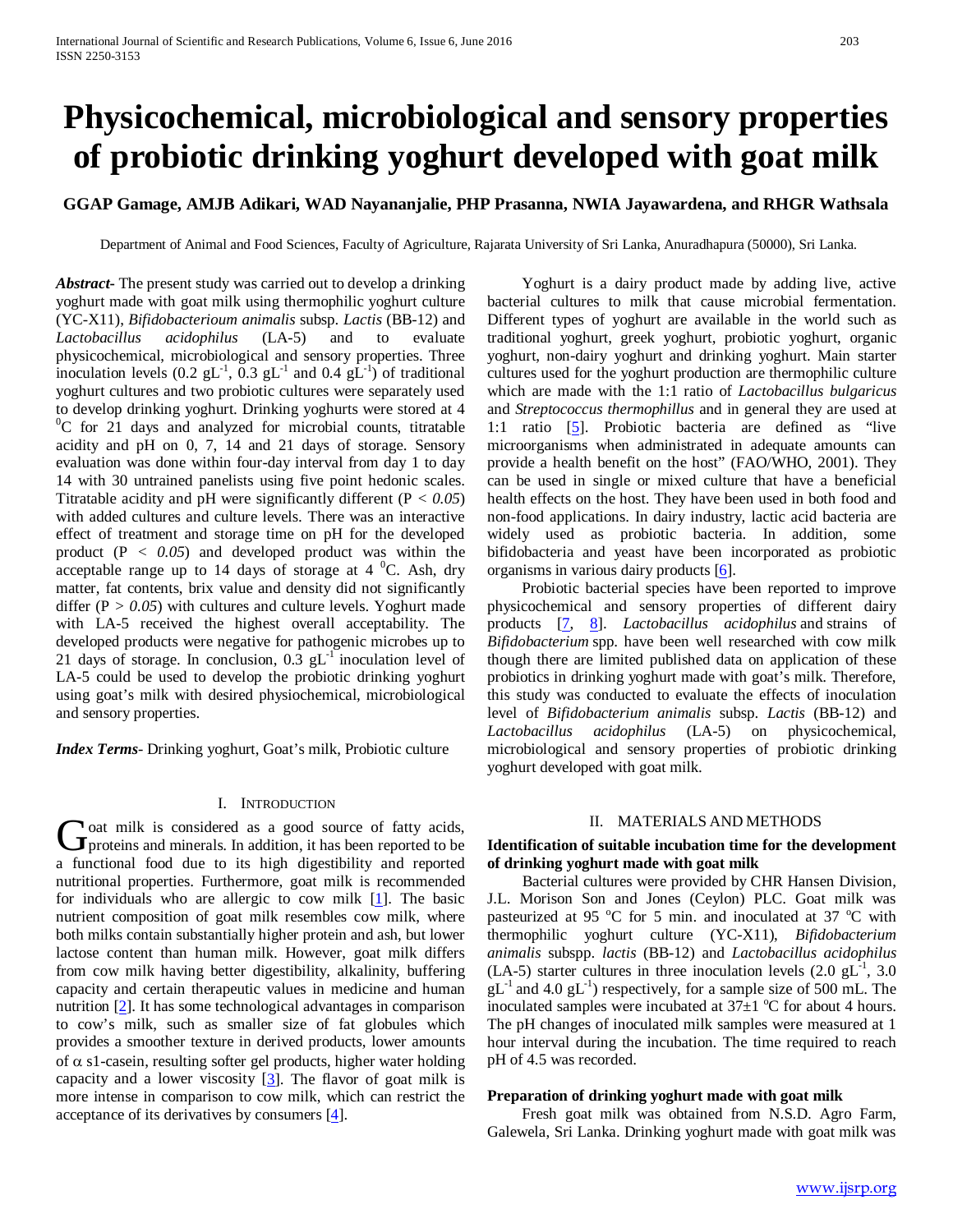# Physicochemical, microbiological and sensory properties of probiotic drinking yoghurt developed with goat milk

**GGAP Gamage, AMJB Adikari, WAD Nayananjalie, PHP Prasanna, NWIA Jayawardena, and RHGR Wathsala**

Department of Animal and Food Sciences, Faculty of Agriculture, Rajarata University of Sri Lanka, Anuradhapura (50000), Sri Lanka.

***Abstract-*** The present study was carried out to develop a drinking yoghurt made with goat milk using thermophilic yoghurt culture (YC-X11), *Bifidobacterioum animalis* subsp. *Lactis* (BB-12) and *Lactobacillus acidophilus* (LA-5) and to evaluate physicochemical, microbiological and sensory properties. Three inoculation levels (0.2 $gL^{-1}$, 0.3 $gL^{-1}$ and 0.4 $gL^{-1}$) of traditional yoghurt cultures and two probiotic cultures were separately used to develop drinking yoghurt. Drinking yoghurts were stored at 4 $^{0}$C for 21 days and analyzed for microbial counts, titratable acidity and pH on 0, 7, 14 and 21 days of storage. Sensory evaluation was done within four-day interval from day 1 to day 14 with 30 untrained panelists using five point hedonic scales. Titratable acidity and pH were significantly different ($P < 0.05$) with added cultures and culture levels. There was an interactive effect of treatment and storage time on pH for the developed product ($P < 0.05$) and developed product was within the acceptable range up to 14 days of storage at 4 $^{0}$C. Ash, dry matter, fat contents, brix value and density did not significantly differ ($P > 0.05$) with cultures and culture levels. Yoghurt made with LA-5 received the highest overall acceptability. The developed products were negative for pathogenic microbes up to 21 days of storage. In conclusion, 0.3 $gL^{-1}$ inoculation level of LA-5 could be used to develop the probiotic drinking yoghurt using goat's milk with desired physiochemical, microbiological and sensory properties.

***Index Terms-*** Drinking yoghurt, Goat's milk, Probiotic culture

## I. Introduction

Goat milk is considered as a good source of fatty acids, proteins and minerals. In addition, it has been reported to be a functional food due to its high digestibility and reported nutritional properties. Furthermore, goat milk is recommended for individuals who are allergic to cow milk [1]. The basic nutrient composition of goat milk resembles cow milk, where both milks contain substantially higher protein and ash, but lower lactose content than human milk. However, goat milk differs from cow milk having better digestibility, alkalinity, buffering capacity and certain therapeutic values in medicine and human nutrition [2]. It has some technological advantages in comparison to cow's milk, such as smaller size of fat globules which provides a smoother texture in derived products, lower amounts of $\alpha$ s1-casein, resulting softer gel products, higher water holding capacity and a lower viscosity [3]. The flavor of goat milk is more intense in comparison to cow milk, which can restrict the acceptance of its derivatives by consumers [4].

Yoghurt is a dairy product made by adding live, active bacterial cultures to milk that cause microbial fermentation. Different types of yoghurt are available in the world such as traditional yoghurt, greek yoghurt, probiotic yoghurt, organic yoghurt, non-dairy yoghurt and drinking yoghurt. Main starter cultures used for the yoghurt production are thermophilic culture which are made with the 1:1 ratio of *Lactobacillus bulgaricus* and *Streptococcus thermophillus* and in general they are used at 1:1 ratio [5]. Probiotic bacteria are defined as "live microorganisms when administrated in adequate amounts can provide a health benefit on the host" (FAO/WHO, 2001). They can be used in single or mixed culture that have a beneficial health effects on the host. They have been used in both food and non-food applications. In dairy industry, lactic acid bacteria are widely used as probiotic bacteria. In addition, some bifidobacteria and yeast have been incorporated as probiotic organisms in various dairy products [6].

Probiotic bacterial species have been reported to improve physicochemical and sensory properties of different dairy products [7, 8]. *Lactobacillus acidophilus* and strains of *Bifidobacterium* spp. have been well researched with cow milk though there are limited published data on application of these probiotics in drinking yoghurt made with goat's milk. Therefore, this study was conducted to evaluate the effects of inoculation level of *Bifidobacterium animalis* subsp. *Lactis* (BB-12) and *Lactobacillus acidophilus* (LA-5) on physicochemical, microbiological and sensory properties of probiotic drinking yoghurt developed with goat milk.

## II. Materials and Methods

### Identification of suitable incubation time for the development of drinking yoghurt made with goat milk

Bacterial cultures were provided by CHR Hansen Division, J.L. Morison Son and Jones (Ceylon) PLC. Goat milk was pasteurized at 95 $^{o}$C for 5 min. and inoculated at 37 $^{o}$C with thermophilic yoghurt culture (YC-X11), *Bifidobacterium animalis* subspp. *lactis* (BB-12) and *Lactobacillus acidophilus* (LA-5) starter cultures in three inoculation levels (2.0 $gL^{-1}$, 3.0 $gL^{-1}$ and 4.0 $gL^{-1}$) respectively, for a sample size of 500 mL. The inoculated samples were incubated at 37±1 $^{o}$C for about 4 hours. The pH changes of inoculated milk samples were measured at 1 hour interval during the incubation. The time required to reach pH of 4.5 was recorded.

### Preparation of drinking yoghurt made with goat milk

Fresh goat milk was obtained from N.S.D. Agro Farm, Galewela, Sri Lanka. Drinking yoghurt made with goat milk was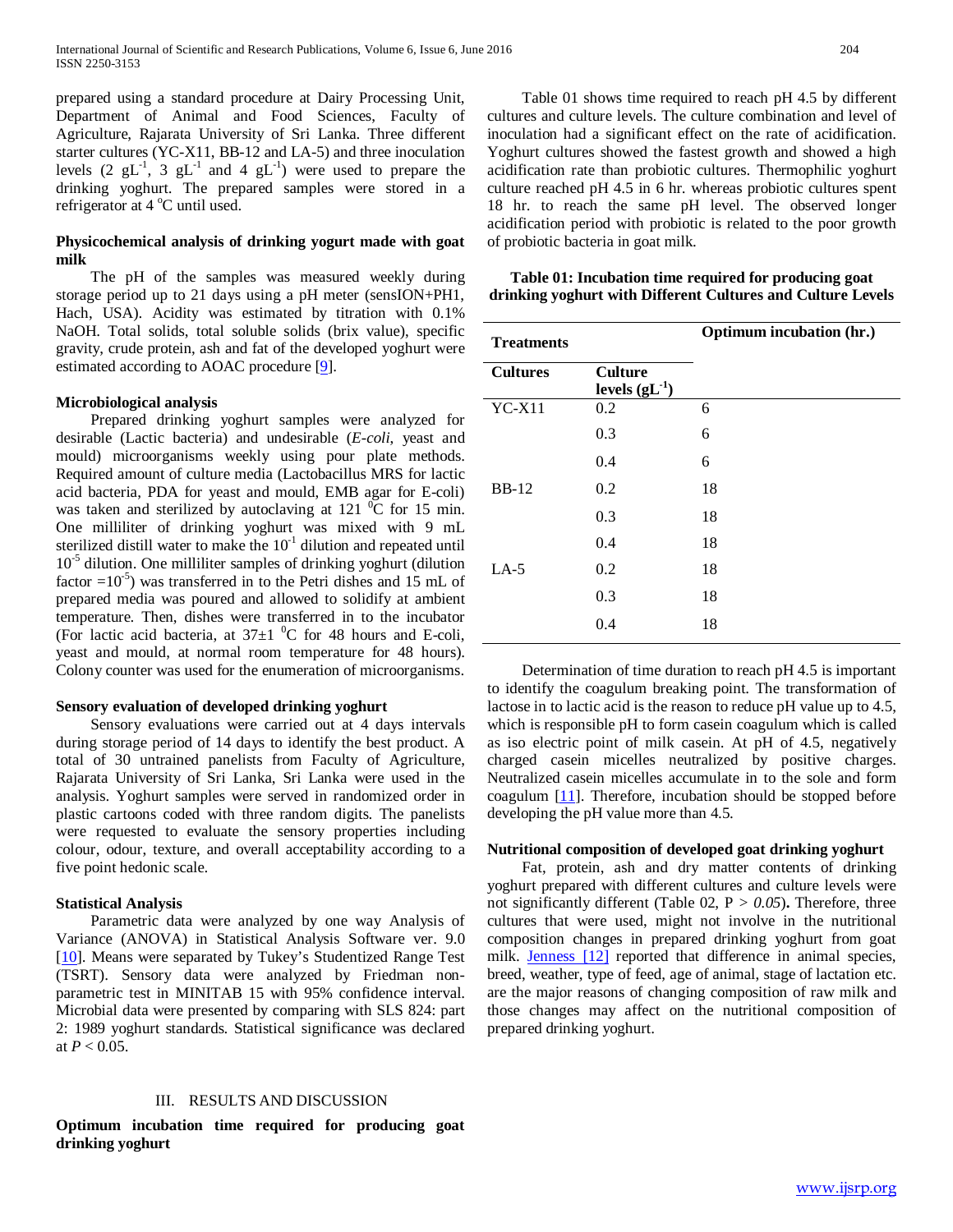prepared using a standard procedure at Dairy Processing Unit, Department of Animal and Food Sciences, Faculty of Agriculture, Rajarata University of Sri Lanka. Three different starter cultures (YC-X11, BB-12 and LA-5) and three inoculation levels (2 $gL^{-1}$, 3 $gL^{-1}$ and 4 $gL^{-1}$) were used to prepare the drinking yoghurt. The prepared samples were stored in a refrigerator at 4 $^{o}C$ until used.

### Physicochemical analysis of drinking yogurt made with goat milk

The pH of the samples was measured weekly during storage period up to 21 days using a pH meter (sensION+PH1, Hach, USA). Acidity was estimated by titration with 0.1% NaOH. Total solids, total soluble solids (brix value), specific gravity, crude protein, ash and fat of the developed yoghurt were estimated according to AOAC procedure [9].

### Microbiological analysis

Prepared drinking yoghurt samples were analyzed for desirable (Lactic bacteria) and undesirable (*E-coli*, yeast and mould) microorganisms weekly using pour plate methods. Required amount of culture media (Lactobacillus MRS for lactic acid bacteria, PDA for yeast and mould, EMB agar for E-coli) was taken and sterilized by autoclaving at 121 $^{0}C$ for 15 min. One milliliter of drinking yoghurt was mixed with 9 mL sterilized distill water to make the $10^{-1}$ dilution and repeated until $10^{-5}$ dilution. One milliliter samples of drinking yoghurt (dilution factor $=10^{-5}$) was transferred in to the Petri dishes and 15 mL of prepared media was poured and allowed to solidify at ambient temperature. Then, dishes were transferred in to the incubator (For lactic acid bacteria, at 37±1 $^{0}C$ for 48 hours and E-coli, yeast and mould, at normal room temperature for 48 hours). Colony counter was used for the enumeration of microorganisms.

### Sensory evaluation of developed drinking yoghurt

Sensory evaluations were carried out at 4 days intervals during storage period of 14 days to identify the best product. A total of 30 untrained panelists from Faculty of Agriculture, Rajarata University of Sri Lanka, Sri Lanka were used in the analysis. Yoghurt samples were served in randomized order in plastic cartoons coded with three random digits. The panelists were requested to evaluate the sensory properties including colour, odour, texture, and overall acceptability according to a five point hedonic scale.

### Statistical Analysis

Parametric data were analyzed by one way Analysis of Variance (ANOVA) in Statistical Analysis Software ver. 9.0 [10]. Means were separated by Tukey's Studentized Range Test (TSRT). Sensory data were analyzed by Friedman non-parametric test in MINITAB 15 with 95% confidence interval. Microbial data were presented by comparing with SLS 824: part 2: 1989 yoghurt standards. Statistical significance was declared at $P < 0.05$.

## III. RESULTS AND DISCUSSION

### Optimum incubation time required for producing goat drinking yoghurt

Table 01 shows time required to reach pH 4.5 by different cultures and culture levels. The culture combination and level of inoculation had a significant effect on the rate of acidification. Yoghurt cultures showed the fastest growth and showed a high acidification rate than probiotic cultures. Thermophilic yoghurt culture reached pH 4.5 in 6 hr. whereas probiotic cultures spent 18 hr. to reach the same pH level. The observed longer acidification period with probiotic is related to the poor growth of probiotic bacteria in goat milk.

**Table 01: Incubation time required for producing goat drinking yoghurt with Different Cultures and Culture Levels**

| Treatments | | Optimum incubation (hr.) |
|---|---|---|
| **Cultures** | **Culture levels ($gL^{-1}$)** | |
| YC-X11 | 0.2 | 6 |
| | 0.3 | 6 |
| | 0.4 | 6 |
| BB-12 | 0.2 | 18 |
| | 0.3 | 18 |
| | 0.4 | 18 |
| LA-5 | 0.2 | 18 |
| | 0.3 | 18 |
| | 0.4 | 18 |

Determination of time duration to reach pH 4.5 is important to identify the coagulum breaking point. The transformation of lactose in to lactic acid is the reason to reduce pH value up to 4.5, which is responsible pH to form casein coagulum which is called as iso electric point of milk casein. At pH of 4.5, negatively charged casein micelles neutralized by positive charges. Neutralized casein micelles accumulate in to the sole and form coagulum [11]. Therefore, incubation should be stopped before developing the pH value more than 4.5.

### Nutritional composition of developed goat drinking yoghurt

Fat, protein, ash and dry matter contents of drinking yoghurt prepared with different cultures and culture levels were not significantly different (Table 02, $P > 0.05$). Therefore, three cultures that were used, might not involve in the nutritional composition changes in prepared drinking yoghurt from goat milk. Jenness [12] reported that difference in animal species, breed, weather, type of feed, age of animal, stage of lactation etc. are the major reasons of changing composition of raw milk and those changes may affect on the nutritional composition of prepared drinking yoghurt.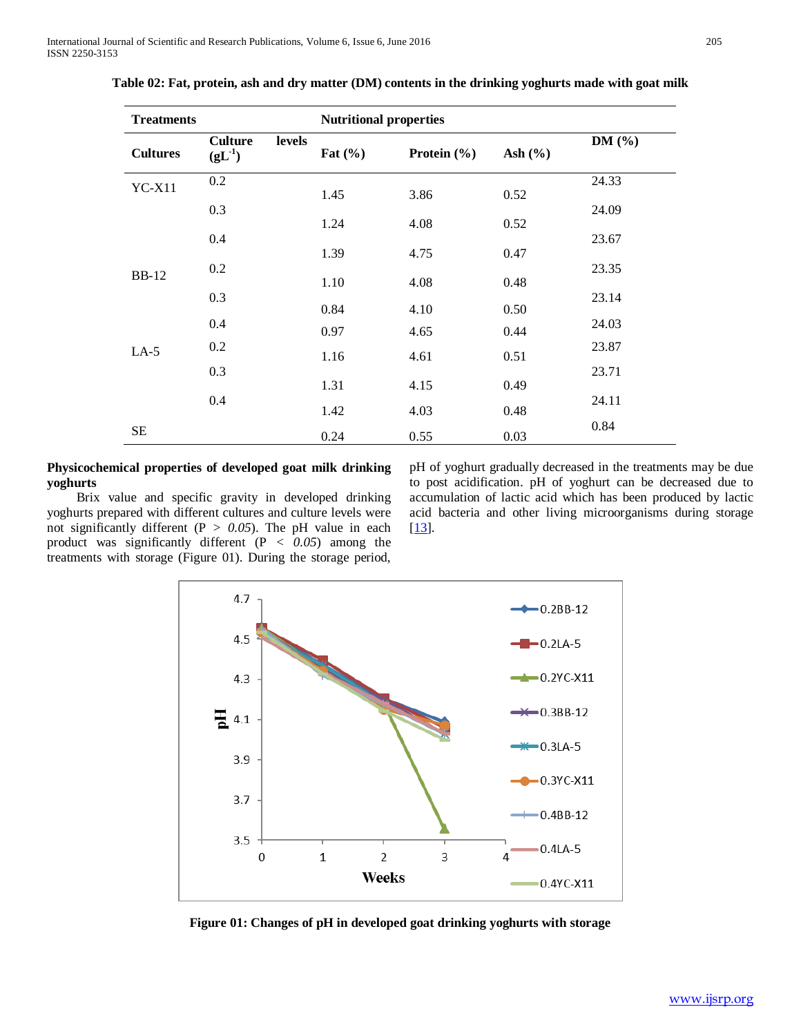**Table 02: Fat, protein, ash and dry matter (DM) contents in the drinking yoghurts made with goat milk**

| Treatments | | Nutritional properties | | | |
|---|---|---|---|---|---|
| Cultures | Culture levels ($gL^{-1}$) | Fat (%) | Protein (%) | Ash (%) | DM (%) |
| YC-X11 | 0.2 | 1.45 | 3.86 | 0.52 | 24.33 |
| | 0.3 | 1.24 | 4.08 | 0.52 | 24.09 |
| | 0.4 | 1.39 | 4.75 | 0.47 | 23.67 |
| BB-12 | 0.2 | 1.10 | 4.08 | 0.48 | 23.35 |
| | 0.3 | 0.84 | 4.10 | 0.50 | 23.14 |
| | 0.4 | 0.97 | 4.65 | 0.44 | 24.03 |
| LA-5 | 0.2 | 1.16 | 4.61 | 0.51 | 23.87 |
| | 0.3 | 1.31 | 4.15 | 0.49 | 23.71 |
| | 0.4 | 1.42 | 4.03 | 0.48 | 24.11 |
| SE | | 0.24 | 0.55 | 0.03 | 0.84 |

**Physicochemical properties of developed goat milk drinking yoghurts**

Brix value and specific gravity in developed drinking yoghurts prepared with different cultures and culture levels were not significantly different ($P > 0.05$). The pH value in each product was significantly different ($P < 0.05$) among the treatments with storage (Figure 01). During the storage period, pH of yoghurt gradually decreased in the treatments may be due to post acidification. pH of yoghurt can be decreased due to accumulation of lactic acid which has been produced by lactic acid bacteria and other living microorganisms during storage [13].

**Figure 01: Changes of pH in developed goat drinking yoghurts with storage**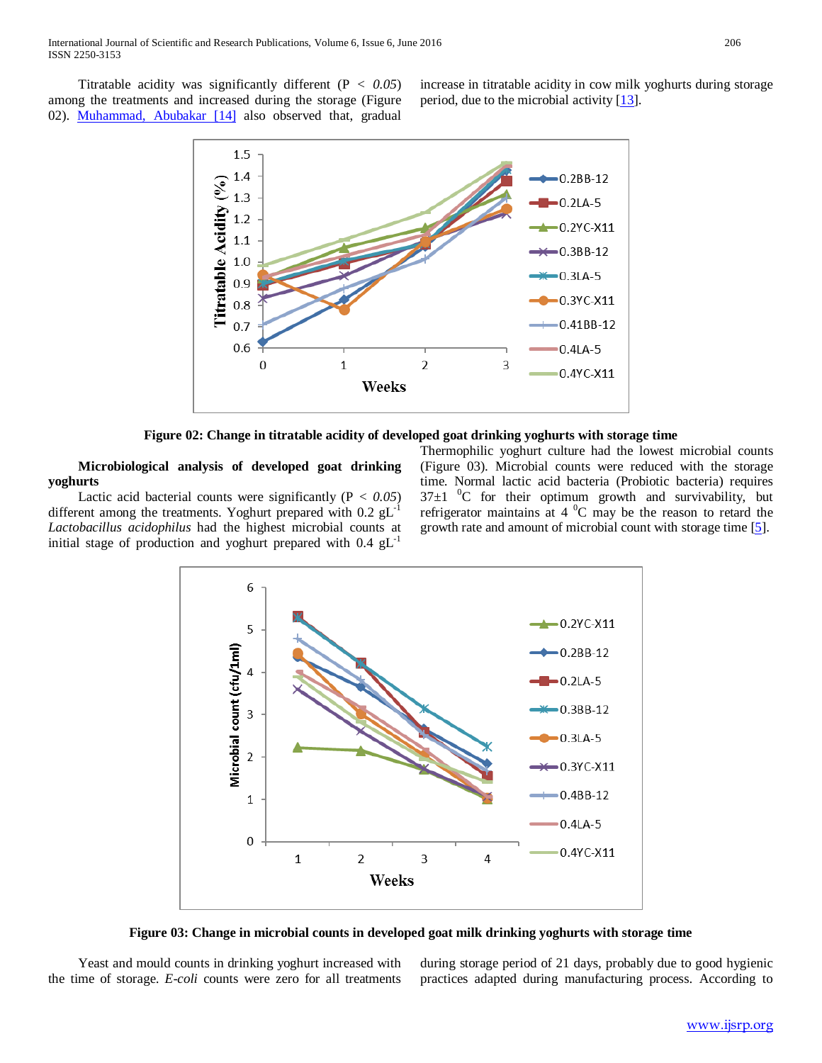Titratable acidity was significantly different ($P < 0.05$) among the treatments and increased during the storage (Figure 02). Muhammad, Abubakar [14] also observed that, gradual increase in titratable acidity in cow milk yoghurts during storage period, due to the microbial activity [13].

**Figure 02: Change in titratable acidity of developed goat drinking yoghurts with storage time**

**Microbiological analysis of developed goat drinking yoghurts**

Lactic acid bacterial counts were significantly ($P < 0.05$) different among the treatments. Yoghurt prepared with 0.2 $gL^{-1}$ *Lactobacillus acidophilus* had the highest microbial counts at initial stage of production and yoghurt prepared with 0.4 $gL^{-1}$ Thermophilic yoghurt culture had the lowest microbial counts (Figure 03). Microbial counts were reduced with the storage time. Normal lactic acid bacteria (Probiotic bacteria) requires 37±1 $^{0}$C for their optimum growth and survivability, but refrigerator maintains at 4 $^{0}$C may be the reason to retard the growth rate and amount of microbial count with storage time [5].

**Figure 03: Change in microbial counts in developed goat milk drinking yoghurts with storage time**

Yeast and mould counts in drinking yoghurt increased with the time of storage. *E-coli* counts were zero for all treatments during storage period of 21 days, probably due to good hygienic practices adapted during manufacturing process. According to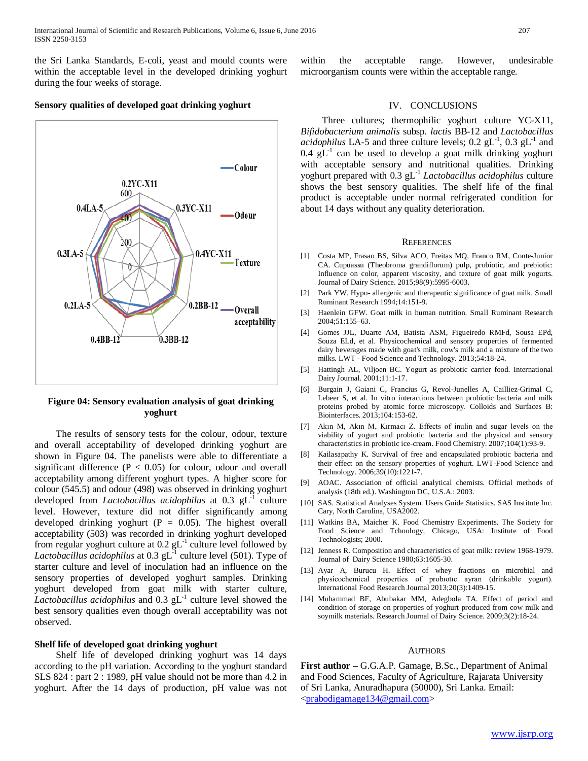the Sri Lanka Standards, E-coli, yeast and mould counts were within the acceptable level in the developed drinking yoghurt during the four weeks of storage.

**Sensory qualities of developed goat drinking yoghurt**

**Figure 04: Sensory evaluation analysis of goat drinking yoghurt**

The results of sensory tests for the colour, odour, texture and overall acceptability of developed drinking yoghurt are shown in Figure 04. The panelists were able to differentiate a significant difference ($P < 0.05$) for colour, odour and overall acceptability among different yoghurt types. A higher score for colour (545.5) and odour (498) was observed in drinking yoghurt developed from *Lactobacillus acidophilus* at 0.3 $gL^{-1}$ culture level. However, texture did not differ significantly among developed drinking yoghurt ($P = 0.05$). The highest overall acceptability (503) was recorded in drinking yoghurt developed from regular yoghurt culture at 0.2 $gL^{-1}$ culture level followed by *Lactobacillus acidophilus* at 0.3 $gL^{-1}$ culture level (501). Type of starter culture and level of inoculation had an influence on the sensory properties of developed yoghurt samples. Drinking yoghurt developed from goat milk with starter culture, *Lactobacillus acidophilus* and 0.3 $gL^{-1}$ culture level showed the best sensory qualities even though overall acceptability was not observed.

**Shelf life of developed goat drinking yoghurt**

Shelf life of developed drinking yoghurt was 14 days according to the pH variation. According to the yoghurt standard SLS 824 : part 2 : 1989, pH value should not be more than 4.2 in yoghurt. After the 14 days of production, pH value was not within the acceptable range. However, undesirable microorganism counts were within the acceptable range.

## IV. Conclusions

Three cultures; thermophilic yoghurt culture YC-X11, *Bifidobacterium animalis* subsp. *lactis* BB-12 and *Lactobacillus acidophilus* LA-5 and three culture levels; 0.2 $gL^{-1}$, 0.3 $gL^{-1}$ and 0.4 $gL^{-1}$ can be used to develop a goat milk drinking yoghurt with acceptable sensory and nutritional qualities. Drinking yoghurt prepared with 0.3 $gL^{-1}$ *Lactobacillus acidophilus* culture shows the best sensory qualities. The shelf life of the final product is acceptable under normal refrigerated condition for about 14 days without any quality deterioration.

## References

[1] Costa MP, Frasao BS, Silva ACO, Freitas MQ, Franco RM, Conte-Junior CA. Cupuassu (Theobroma grandiflorum) pulp, probiotic, and prebiotic: Influence on color, apparent viscosity, and texture of goat milk yogurts. Journal of Dairy Science. 2015;98(9):5995-6003.

[2] Park YW. Hypo- allergenic and therapeutic significance of goat milk. Small Ruminant Research 1994;14:151-9.

[3] Haenlein GFW. Goat milk in human nutrition. Small Ruminant Research 2004;51:155–63.

[4] Gomes JJL, Duarte AM, Batista ASM, Figueiredo RMFd, Sousa EPd, Souza ELd, et al. Physicochemical and sensory properties of fermented dairy beverages made with goat's milk, cow's milk and a mixture of the two milks. LWT - Food Science and Technology. 2013;54:18-24.

[5] Hattingh AL, Viljoen BC. Yogurt as probiotic carrier food. International Dairy Journal. 2001;11:1-17.

[6] Burgain J, Gaiani C, Francius G, Revol-Junelles A, Cailliez-Grimal C, Lebeer S, et al. In vitro interactions between probiotic bacteria and milk proteins probed by atomic force microscopy. Colloids and Surfaces B: Biointerfaces. 2013;104:153-62.

[7] Akın M, Akın M, Kırmacı Z. Effects of inulin and sugar levels on the viability of yogurt and probiotic bacteria and the physical and sensory characteristics in probiotic ice-cream. Food Chemistry. 2007;104(1):93-9.

[8] Kailasapathy K. Survival of free and encapsulated probiotic bacteria and their effect on the sensory properties of yoghurt. LWT-Food Science and Technology. 2006;39(10):1221-7.

[9] AOAC. Association of official analytical chemists. Official methods of analysis (18th ed.). Washington DC, U.S.A.: 2003.

[10] SAS. Statistical Analyses System. Users Guide Statistics. SAS Institute Inc. Cary, North Carolina, USA2002.

[11] Watkins BA, Maicher K. Food Chemistry Experiments. The Society for Food Science and Tchnology, Chicago, USA: Institute of Food Technologists; 2000.

[12] Jenness R. Composition and characteristics of goat milk: review 1968-1979. Journal of Dairy Science 1980;63:1605-30.

[13] Ayar A, Burucu H. Effect of whey fractions on microbial and physicochemical properties of probıotıc ayran (drinkable yogurt). International Food Research Journal 2013;20(3):1409-15.

[14] Muhammad BF, Abubakar MM, Adegbola TA. Effect of period and condition of storage on properties of yoghurt produced from cow milk and soymilk materials. Research Journal of Dairy Science. 2009;3(2):18-24.

## Authors

**First author** – G.G.A.P. Gamage, B.Sc., Department of Animal and Food Sciences, Faculty of Agriculture, Rajarata University of Sri Lanka, Anuradhapura (50000), Sri Lanka. Email: <prabodigamage134@gmail.com>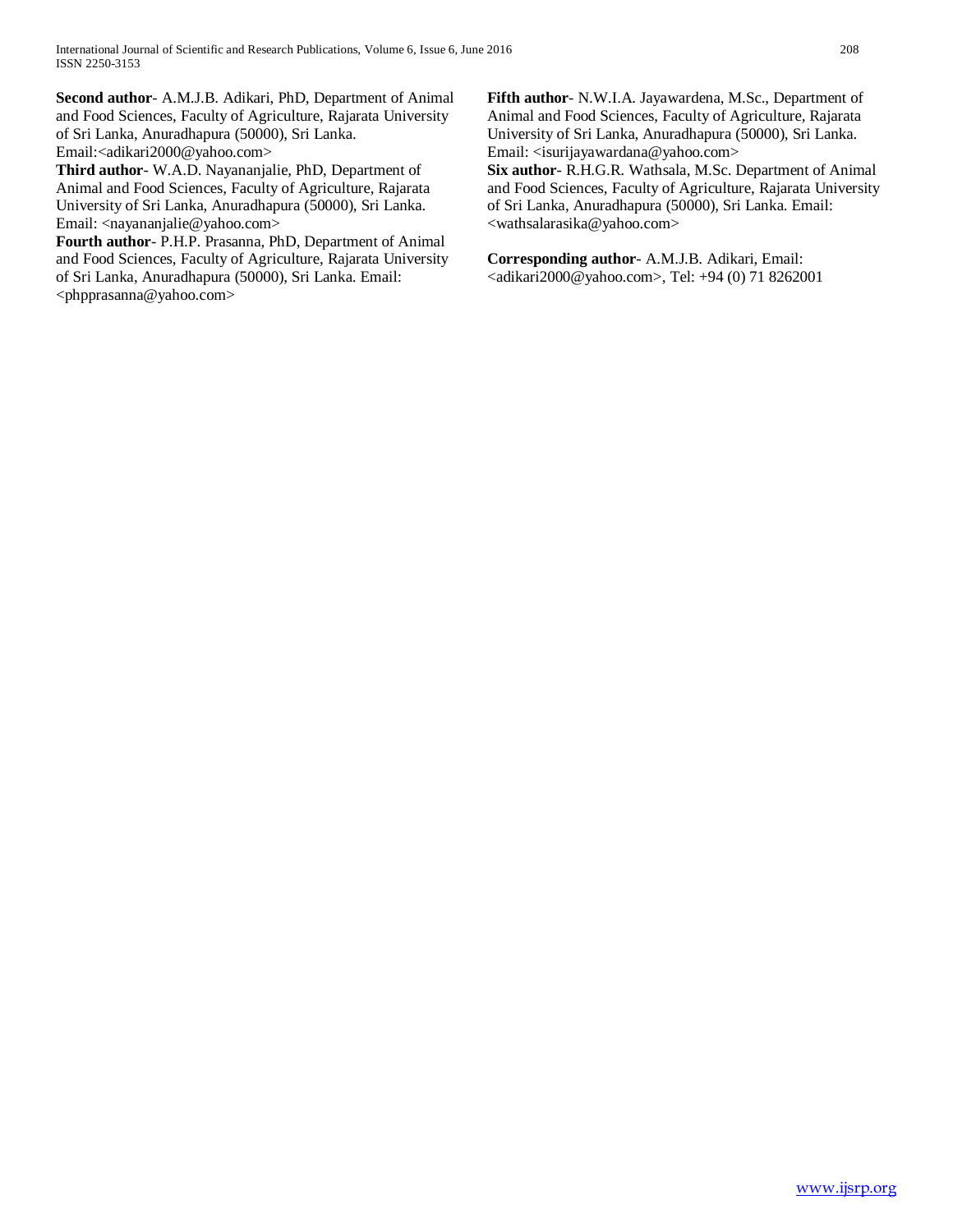**Second author**- A.M.J.B. Adikari, PhD, Department of Animal and Food Sciences, Faculty of Agriculture, Rajarata University of Sri Lanka, Anuradhapura (50000), Sri Lanka. Email:<adikari2000@yahoo.com>

**Third author**- W.A.D. Nayananjalie, PhD, Department of Animal and Food Sciences, Faculty of Agriculture, Rajarata University of Sri Lanka, Anuradhapura (50000), Sri Lanka. Email: <nayananjalie@yahoo.com>

**Fourth author**- P.H.P. Prasanna, PhD, Department of Animal and Food Sciences, Faculty of Agriculture, Rajarata University of Sri Lanka, Anuradhapura (50000), Sri Lanka. Email: <phpprasanna@yahoo.com>

**Fifth author**- N.W.I.A. Jayawardena, M.Sc., Department of Animal and Food Sciences, Faculty of Agriculture, Rajarata University of Sri Lanka, Anuradhapura (50000), Sri Lanka. Email: <isurijayawardana@yahoo.com>

**Six author**- R.H.G.R. Wathsala, M.Sc. Department of Animal and Food Sciences, Faculty of Agriculture, Rajarata University of Sri Lanka, Anuradhapura (50000), Sri Lanka. Email: <wathsalarasika@yahoo.com>

**Corresponding author**- A.M.J.B. Adikari, Email: <adikari2000@yahoo.com>, Tel: +94 (0) 71 8262001